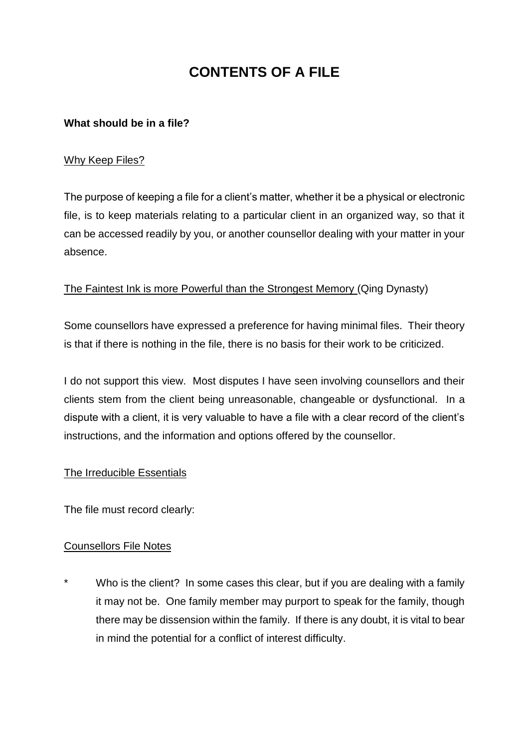# CONTENTS OF A FILE

**What should be in a file?**

Why Keep Files?

The purpose of keeping a file for a client's matter, whether it be a physical or electronic file, is to keep materials relating to a particular client in an organized way, so that it can be accessed readily by you, or another counsellor dealing with your matter in your absence.

The Faintest Ink is more Powerful than the Strongest Memory (Qing Dynasty)

Some counsellors have expressed a preference for having minimal files. Their theory is that if there is nothing in the file, there is no basis for their work to be criticized.

I do not support this view. Most disputes I have seen involving counsellors and their clients stem from the client being unreasonable, changeable or dysfunctional. In a dispute with a client, it is very valuable to have a file with a clear record of the client's instructions, and the information and options offered by the counsellor.

The Irreducible Essentials

The file must record clearly:

Counsellors File Notes

- Who is the client? In some cases this clear, but if you are dealing with a family it may not be. One family member may purport to speak for the family, though there may be dissension within the family. If there is any doubt, it is vital to bear in mind the potential for a conflict of interest difficulty.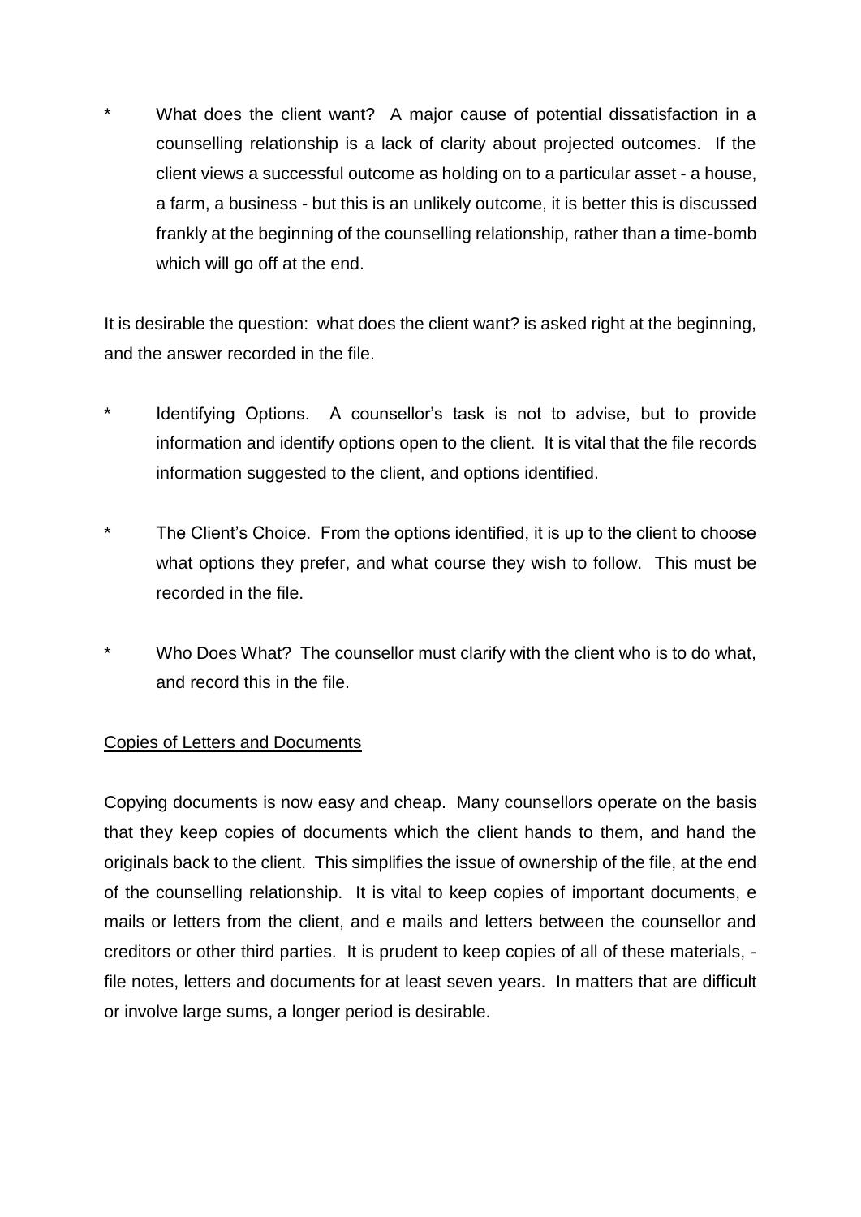* What does the client want? A major cause of potential dissatisfaction in a counselling relationship is a lack of clarity about projected outcomes. If the client views a successful outcome as holding on to a particular asset - a house, a farm, a business - but this is an unlikely outcome, it is better this is discussed frankly at the beginning of the counselling relationship, rather than a time-bomb which will go off at the end.

It is desirable the question: what does the client want? is asked right at the beginning, and the answer recorded in the file.

* Identifying Options. A counsellor's task is not to advise, but to provide information and identify options open to the client. It is vital that the file records information suggested to the client, and options identified.

* The Client's Choice. From the options identified, it is up to the client to choose what options they prefer, and what course they wish to follow. This must be recorded in the file.

* Who Does What? The counsellor must clarify with the client who is to do what, and record this in the file.

<u>Copies of Letters and Documents</u>

Copying documents is now easy and cheap. Many counsellors operate on the basis that they keep copies of documents which the client hands to them, and hand the originals back to the client. This simplifies the issue of ownership of the file, at the end of the counselling relationship. It is vital to keep copies of important documents, e mails or letters from the client, and e mails and letters between the counsellor and creditors or other third parties. It is prudent to keep copies of all of these materials, - file notes, letters and documents for at least seven years. In matters that are difficult or involve large sums, a longer period is desirable.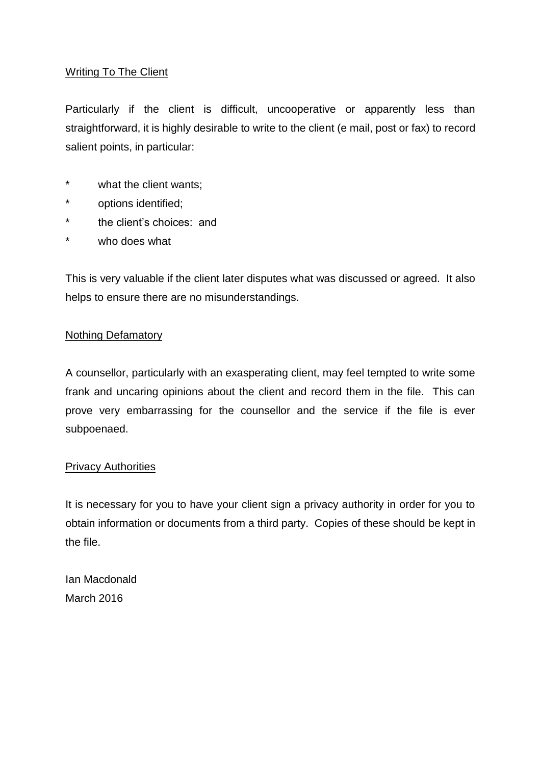Writing To The Client

Particularly if the client is difficult, uncooperative or apparently less than straightforward, it is highly desirable to write to the client (e mail, post or fax) to record salient points, in particular:

- what the client wants;
- options identified;
- the client's choices:  and
- who does what

This is very valuable if the client later disputes what was discussed or agreed.  It also helps to ensure there are no misunderstandings.

Nothing Defamatory

A counsellor, particularly with an exasperating client, may feel tempted to write some frank and uncaring opinions about the client and record them in the file.  This can prove very embarrassing for the counsellor and the service if the file is ever subpoenaed.

Privacy Authorities

It is necessary for you to have your client sign a privacy authority in order for you to obtain information or documents from a third party.  Copies of these should be kept in the file.

Ian Macdonald
March 2016